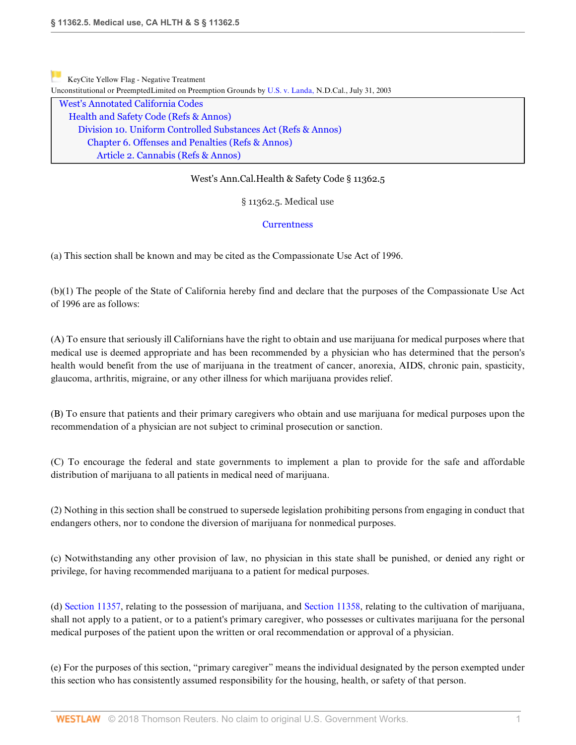KeyCite Yellow Flag - Negative Treatment
Unconstitutional or PreemptedLimited on Preemption Grounds by U.S. v. Landa, N.D.Cal., July 31, 2003

West's Annotated California Codes
Health and Safety Code (Refs & Annos)
Division 10. Uniform Controlled Substances Act (Refs & Annos)
Chapter 6. Offenses and Penalties (Refs & Annos)
Article 2. Cannabis (Refs & Annos)

West's Ann.Cal.Health & Safety Code § 11362.5

# § 11362.5. Medical use

Currentness

(a) This section shall be known and may be cited as the Compassionate Use Act of 1996.

(b)(1) The people of the State of California hereby find and declare that the purposes of the Compassionate Use Act of 1996 are as follows:

(A) To ensure that seriously ill Californians have the right to obtain and use marijuana for medical purposes where that medical use is deemed appropriate and has been recommended by a physician who has determined that the person's health would benefit from the use of marijuana in the treatment of cancer, anorexia, AIDS, chronic pain, spasticity, glaucoma, arthritis, migraine, or any other illness for which marijuana provides relief.

(B) To ensure that patients and their primary caregivers who obtain and use marijuana for medical purposes upon the recommendation of a physician are not subject to criminal prosecution or sanction.

(C) To encourage the federal and state governments to implement a plan to provide for the safe and affordable distribution of marijuana to all patients in medical need of marijuana.

(2) Nothing in this section shall be construed to supersede legislation prohibiting persons from engaging in conduct that endangers others, nor to condone the diversion of marijuana for nonmedical purposes.

(c) Notwithstanding any other provision of law, no physician in this state shall be punished, or denied any right or privilege, for having recommended marijuana to a patient for medical purposes.

(d) Section 11357, relating to the possession of marijuana, and Section 11358, relating to the cultivation of marijuana, shall not apply to a patient, or to a patient's primary caregiver, who possesses or cultivates marijuana for the personal medical purposes of the patient upon the written or oral recommendation or approval of a physician.

(e) For the purposes of this section, "primary caregiver" means the individual designated by the person exempted under this section who has consistently assumed responsibility for the housing, health, or safety of that person.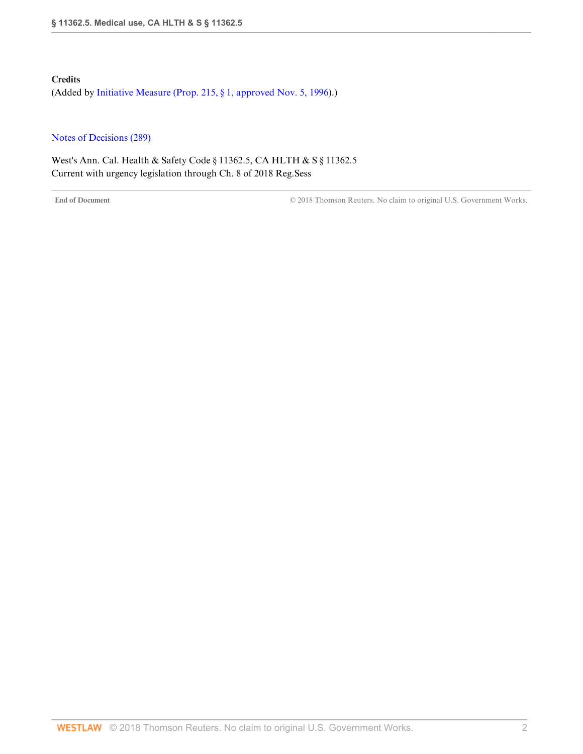**Credits**

(Added by Initiative Measure (Prop. 215, § 1, approved Nov. 5, 1996).)

Notes of Decisions (289)

West's Ann. Cal. Health & Safety Code § 11362.5, CA HLTH & S § 11362.5
Current with urgency legislation through Ch. 8 of 2018 Reg.Sess

**End of Document** © 2018 Thomson Reuters. No claim to original U.S. Government Works.